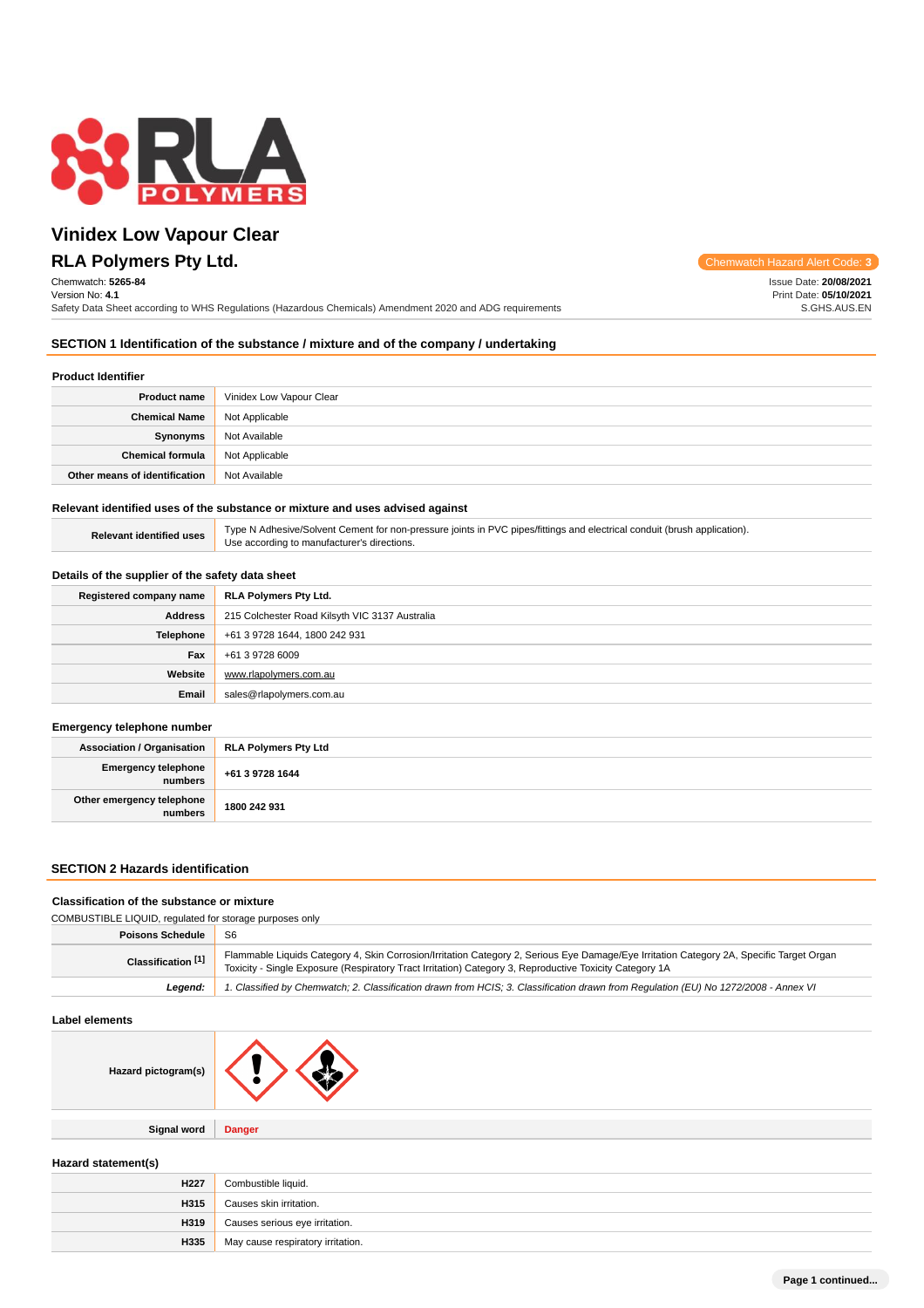# Vinidex Low Vapour Clear

## RLA Polymers Pty Ltd.

Chemwatch Hazard Alert Code: **3**

Chemwatch: **5265-84**
Version No: **4.1**
Safety Data Sheet according to WHS Regulations (Hazardous Chemicals) Amendment 2020 and ADG requirements

Issue Date: **20/08/2021**
Print Date: **05/10/2021**
S.GHS.AUS.EN

## SECTION 1 Identification of the substance / mixture and of the company / undertaking

### Product Identifier

| | |
|---|---|
| **Product name** | Vinidex Low Vapour Clear |
| **Chemical Name** | Not Applicable |
| **Synonyms** | Not Available |
| **Chemical formula** | Not Applicable |
| **Other means of identification** | Not Available |

### Relevant identified uses of the substance or mixture and uses advised against

| | |
|---|---|
| **Relevant identified uses** | Type N Adhesive/Solvent Cement for non-pressure joints in PVC pipes/fittings and electrical conduit (brush application).<br>Use according to manufacturer's directions. |

### Details of the supplier of the safety data sheet

| | |
|---|---|
| **Registered company name** | **RLA Polymers Pty Ltd.** |
| **Address** | 215 Colchester Road Kilsyth VIC 3137 Australia |
| **Telephone** | +61 3 9728 1644, 1800 242 931 |
| **Fax** | +61 3 9728 6009 |
| **Website** | www.rlapolymers.com.au |
| **Email** | sales@rlapolymers.com.au |

### Emergency telephone number

| | |
|---|---|
| **Association / Organisation** | **RLA Polymers Pty Ltd** |
| **Emergency telephone numbers** | **+61 3 9728 1644** |
| **Other emergency telephone numbers** | **1800 242 931** |

## SECTION 2 Hazards identification

### Classification of the substance or mixture

COMBUSTIBLE LIQUID, regulated for storage purposes only

| | |
|---|---|
| **Poisons Schedule** | S6 |
| **Classification [1]** | Flammable Liquids Category 4, Skin Corrosion/Irritation Category 2, Serious Eye Damage/Eye Irritation Category 2A, Specific Target Organ Toxicity - Single Exposure (Respiratory Tract Irritation) Category 3, Reproductive Toxicity Category 1A |
| ***Legend:*** | *1. Classified by Chemwatch; 2. Classification drawn from HCIS; 3. Classification drawn from Regulation (EU) No 1272/2008 - Annex VI* |

### Label elements

| | |
|---|---|
| **Hazard pictogram(s)** | |
| **Signal word** | **Danger** |

### Hazard statement(s)

| | |
|---|---|
| **H227** | Combustible liquid. |
| **H315** | Causes skin irritation. |
| **H319** | Causes serious eye irritation. |
| **H335** | May cause respiratory irritation. |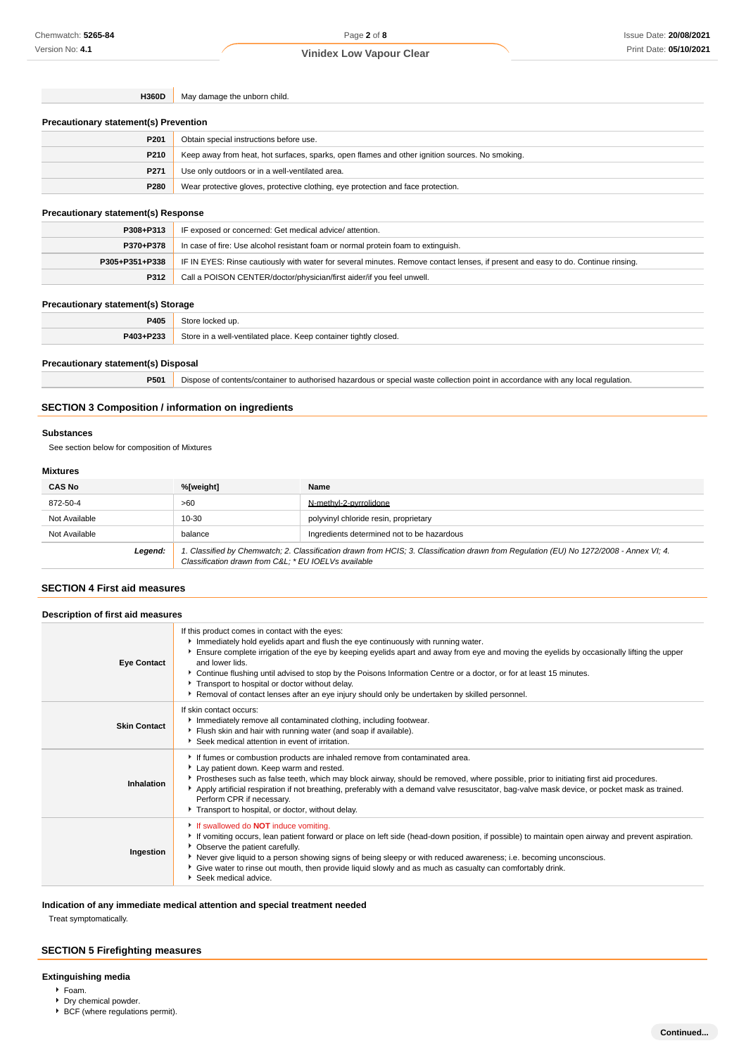| | |
|---|---|
| **H360D** | May damage the unborn child. |

### Precautionary statement(s) Prevention

| | |
|---|---|
| **P201** | Obtain special instructions before use. |
| **P210** | Keep away from heat, hot surfaces, sparks, open flames and other ignition sources. No smoking. |
| **P271** | Use only outdoors or in a well-ventilated area. |
| **P280** | Wear protective gloves, protective clothing, eye protection and face protection. |

### Precautionary statement(s) Response

| | |
|---|---|
| **P308+P313** | IF exposed or concerned: Get medical advice/ attention. |
| **P370+P378** | In case of fire: Use alcohol resistant foam or normal protein foam to extinguish. |
| **P305+P351+P338** | IF IN EYES: Rinse cautiously with water for several minutes. Remove contact lenses, if present and easy to do. Continue rinsing. |
| **P312** | Call a POISON CENTER/doctor/physician/first aider/if you feel unwell. |

### Precautionary statement(s) Storage

| | |
|---|---|
| **P405** | Store locked up. |
| **P403+P233** | Store in a well-ventilated place. Keep container tightly closed. |

### Precautionary statement(s) Disposal

| | |
|---|---|
| **P501** | Dispose of contents/container to authorised hazardous or special waste collection point in accordance with any local regulation. |

## SECTION 3 Composition / information on ingredients

### Substances

See section below for composition of Mixtures

### Mixtures

| CAS No | %[weight] | Name |
|---|---|---|
| 872-50-4 | >60 | N-methyl-2-pyrrolidone |
| Not Available | 10-30 | polyvinyl chloride resin, proprietary |
| Not Available | balance | Ingredients determined not to be hazardous |
| ***Legend:*** | *1. Classified by Chemwatch; 2. Classification drawn from HCIS; 3. Classification drawn from Regulation (EU) No 1272/2008 - Annex VI; 4. Classification drawn from C&L; * EU IOELVs available* | |

## SECTION 4 First aid measures

### Description of first aid measures

| | |
|---|---|
| **Eye Contact** | If this product comes in contact with the eyes:<br>▸ Immediately hold eyelids apart and flush the eye continuously with running water.<br>▸ Ensure complete irrigation of the eye by keeping eyelids apart and away from eye and moving the eyelids by occasionally lifting the upper and lower lids.<br>▸ Continue flushing until advised to stop by the Poisons Information Centre or a doctor, or for at least 15 minutes.<br>▸ Transport to hospital or doctor without delay.<br>▸ Removal of contact lenses after an eye injury should only be undertaken by skilled personnel. |
| **Skin Contact** | If skin contact occurs:<br>▸ Immediately remove all contaminated clothing, including footwear.<br>▸ Flush skin and hair with running water (and soap if available).<br>▸ Seek medical attention in event of irritation. |
| **Inhalation** | ▸ If fumes or combustion products are inhaled remove from contaminated area.<br>▸ Lay patient down. Keep warm and rested.<br>▸ Prostheses such as false teeth, which may block airway, should be removed, where possible, prior to initiating first aid procedures.<br>▸ Apply artificial respiration if not breathing, preferably with a demand valve resuscitator, bag-valve mask device, or pocket mask as trained. Perform CPR if necessary.<br>▸ Transport to hospital, or doctor, without delay. |
| **Ingestion** | ▸ If swallowed do **NOT** induce vomiting.<br>▸ If vomiting occurs, lean patient forward or place on left side (head-down position, if possible) to maintain open airway and prevent aspiration.<br>▸ Observe the patient carefully.<br>▸ Never give liquid to a person showing signs of being sleepy or with reduced awareness; i.e. becoming unconscious.<br>▸ Give water to rinse out mouth, then provide liquid slowly and as much as casualty can comfortably drink.<br>▸ Seek medical advice. |

### Indication of any immediate medical attention and special treatment needed

Treat symptomatically.

## SECTION 5 Firefighting measures

### Extinguishing media

- Foam.
- Dry chemical powder.
- BCF (where regulations permit).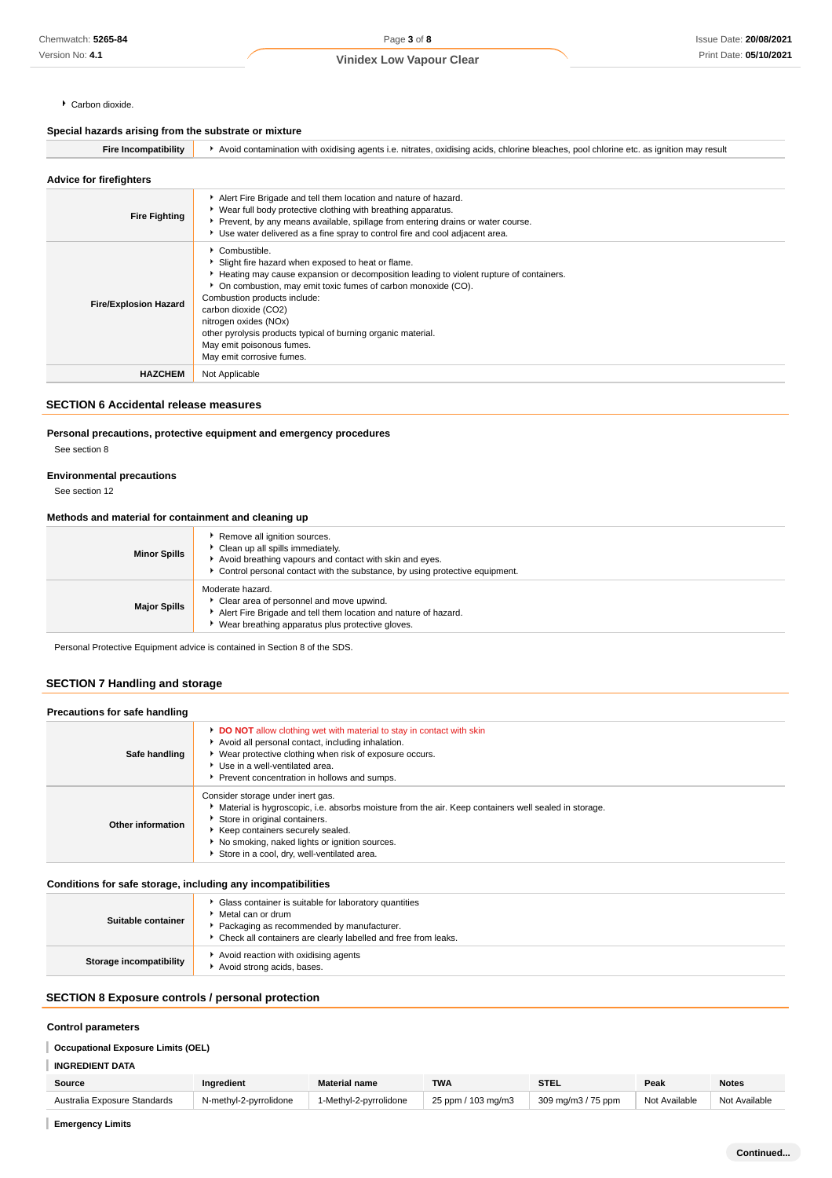- Carbon dioxide.

### Special hazards arising from the substrate or mixture

| | |
|---|---|
| **Fire Incompatibility** | - Avoid contamination with oxidising agents i.e. nitrates, oxidising acids, chlorine bleaches, pool chlorine etc. as ignition may result |

### Advice for firefighters

| | |
|---|---|
| **Fire Fighting** | - Alert Fire Brigade and tell them location and nature of hazard.<br>- Wear full body protective clothing with breathing apparatus.<br>- Prevent, by any means available, spillage from entering drains or water course.<br>- Use water delivered as a fine spray to control fire and cool adjacent area. |
| **Fire/Explosion Hazard** | - Combustible.<br>- Slight fire hazard when exposed to heat or flame.<br>- Heating may cause expansion or decomposition leading to violent rupture of containers.<br>- On combustion, may emit toxic fumes of carbon monoxide (CO).<br>Combustion products include:<br>carbon dioxide ($CO_2$)<br>nitrogen oxides (NOx)<br>other pyrolysis products typical of burning organic material.<br>May emit poisonous fumes.<br>May emit corrosive fumes. |
| **HAZCHEM** | Not Applicable |

## SECTION 6 Accidental release measures

### Personal precautions, protective equipment and emergency procedures

See section 8

### Environmental precautions

See section 12

### Methods and material for containment and cleaning up

| | |
|---|---|
| **Minor Spills** | - Remove all ignition sources.<br>- Clean up all spills immediately.<br>- Avoid breathing vapours and contact with skin and eyes.<br>- Control personal contact with the substance, by using protective equipment. |
| **Major Spills** | Moderate hazard.<br>- Clear area of personnel and move upwind.<br>- Alert Fire Brigade and tell them location and nature of hazard.<br>- Wear breathing apparatus plus protective gloves. |

Personal Protective Equipment advice is contained in Section 8 of the SDS.

## SECTION 7 Handling and storage

### Precautions for safe handling

| | |
|---|---|
| **Safe handling** | - **DO NOT** allow clothing wet with material to stay in contact with skin<br>- Avoid all personal contact, including inhalation.<br>- Wear protective clothing when risk of exposure occurs.<br>- Use in a well-ventilated area.<br>- Prevent concentration in hollows and sumps. |
| **Other information** | Consider storage under inert gas.<br>- Material is hygroscopic, i.e. absorbs moisture from the air. Keep containers well sealed in storage.<br>- Store in original containers.<br>- Keep containers securely sealed.<br>- No smoking, naked lights or ignition sources.<br>- Store in a cool, dry, well-ventilated area. |

### Conditions for safe storage, including any incompatibilities

| | |
|---|---|
| **Suitable container** | - Glass container is suitable for laboratory quantities<br>- Metal can or drum<br>- Packaging as recommended by manufacturer.<br>- Check all containers are clearly labelled and free from leaks. |
| **Storage incompatibility** | - Avoid reaction with oxidising agents<br>- Avoid strong acids, bases. |

## SECTION 8 Exposure controls / personal protection

### Control parameters

**Occupational Exposure Limits (OEL)**

**INGREDIENT DATA**

| Source | Ingredient | Material name | TWA | STEL | Peak | Notes |
|---|---|---|---|---|---|---|
| Australia Exposure Standards | N-methyl-2-pyrrolidone | 1-Methyl-2-pyrrolidone | 25 ppm / 103 mg/m3 | 309 mg/m3 / 75 ppm | Not Available | Not Available |

**Emergency Limits**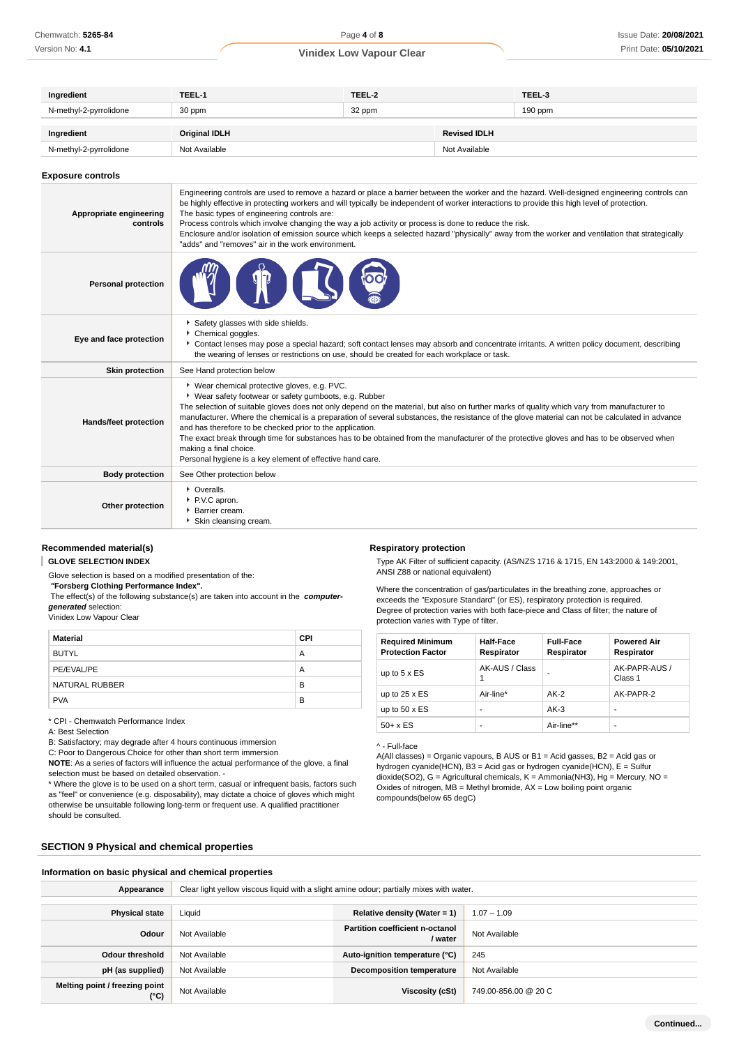| Ingredient | TEEL-1 | TEEL-2 | TEEL-3 |
| --- | --- | --- | --- |
| N-methyl-2-pyrrolidone | 30 ppm | 32 ppm | 190 ppm |

| Ingredient | Original IDLH | Revised IDLH |
| --- | --- | --- |
| N-methyl-2-pyrrolidone | Not Available | Not Available |

### Exposure controls

| | |
| --- | --- |
| **Appropriate engineering controls** | Engineering controls are used to remove a hazard or place a barrier between the worker and the hazard. Well-designed engineering controls can be highly effective in protecting workers and will typically be independent of worker interactions to provide this high level of protection.<br>The basic types of engineering controls are:<br>Process controls which involve changing the way a job activity or process is done to reduce the risk.<br>Enclosure and/or isolation of emission source which keeps a selected hazard "physically" away from the worker and ventilation that strategically "adds" and "removes" air in the work environment. |
| **Personal protection** | |
| **Eye and face protection** | ▸ Safety glasses with side shields.<br>▸ Chemical goggles.<br>▸ Contact lenses may pose a special hazard; soft contact lenses may absorb and concentrate irritants. A written policy document, describing the wearing of lenses or restrictions on use, should be created for each workplace or task. |
| **Skin protection** | See Hand protection below |
| **Hands/feet protection** | ▸ Wear chemical protective gloves, e.g. PVC.<br>▸ Wear safety footwear or safety gumboots, e.g. Rubber<br>The selection of suitable gloves does not only depend on the material, but also on further marks of quality which vary from manufacturer to manufacturer. Where the chemical is a preparation of several substances, the resistance of the glove material can not be calculated in advance and has therefore to be checked prior to the application.<br>The exact break through time for substances has to be obtained from the manufacturer of the protective gloves and has to be observed when making a final choice.<br>Personal hygiene is a key element of effective hand care. |
| **Body protection** | See Other protection below |
| **Other protection** | ▸ Overalls.<br>▸ P.V.C apron.<br>▸ Barrier cream.<br>▸ Skin cleansing cream. |

### Recommended material(s)

**GLOVE SELECTION INDEX**

Glove selection is based on a modified presentation of the:
***"Forsberg Clothing Performance Index".***
The effect(s) of the following substance(s) are taken into account in the ***computer-generated*** selection:
Vinidex Low Vapour Clear

| Material | CPI |
| --- | --- |
| BUTYL | A |
| PE/EVAL/PE | A |
| NATURAL RUBBER | B |
| PVA | B |

\* CPI - Chemwatch Performance Index
A: Best Selection
B: Satisfactory; may degrade after 4 hours continuous immersion
C: Poor to Dangerous Choice for other than short term immersion
**NOTE**: As a series of factors will influence the actual performance of the glove, a final selection must be based on detailed observation. -
\* Where the glove is to be used on a short term, casual or infrequent basis, factors such as "feel" or convenience (e.g. disposability), may dictate a choice of gloves which might otherwise be unsuitable following long-term or frequent use. A qualified practitioner should be consulted.

### Respiratory protection

Type AK Filter of sufficient capacity. (AS/NZS 1716 & 1715, EN 143:2000 & 149:2001, ANSI Z88 or national equivalent)

Where the concentration of gas/particulates in the breathing zone, approaches or exceeds the "Exposure Standard" (or ES), respiratory protection is required.
Degree of protection varies with both face-piece and Class of filter; the nature of protection varies with Type of filter.

| Required Minimum Protection Factor | Half-Face Respirator | Full-Face Respirator | Powered Air Respirator |
| --- | --- | --- | --- |
| up to 5 x ES | AK-AUS / Class 1 | - | AK-PAPR-AUS / Class 1 |
| up to 25 x ES | Air-line* | AK-2 | AK-PAPR-2 |
| up to 50 x ES | - | AK-3 | - |
| 50+ x ES | - | Air-line** | - |

^ - Full-face
A(All classes) = Organic vapours, B AUS or B1 = Acid gasses, B2 = Acid gas or hydrogen cyanide(HCN), B3 = Acid gas or hydrogen cyanide(HCN), E = Sulfur dioxide(SO2), G = Agricultural chemicals, K = Ammonia(NH3), Hg = Mercury, NO = Oxides of nitrogen, MB = Methyl bromide, AX = Low boiling point organic compounds(below 65 degC)

## SECTION 9 Physical and chemical properties

### Information on basic physical and chemical properties

| | | | |
| --- | --- | --- | --- |
| **Appearance** | Clear light yellow viscous liquid with a slight amine odour; partially mixes with water. | | |
| **Physical state** | Liquid | **Relative density (Water = 1)** | 1.07 – 1.09 |
| **Odour** | Not Available | **Partition coefficient n-octanol / water** | Not Available |
| **Odour threshold** | Not Available | **Auto-ignition temperature (°C)** | 245 |
| **pH (as supplied)** | Not Available | **Decomposition temperature** | Not Available |
| **Melting point / freezing point (°C)** | Not Available | **Viscosity (cSt)** | 749.00-856.00 @ 20 C |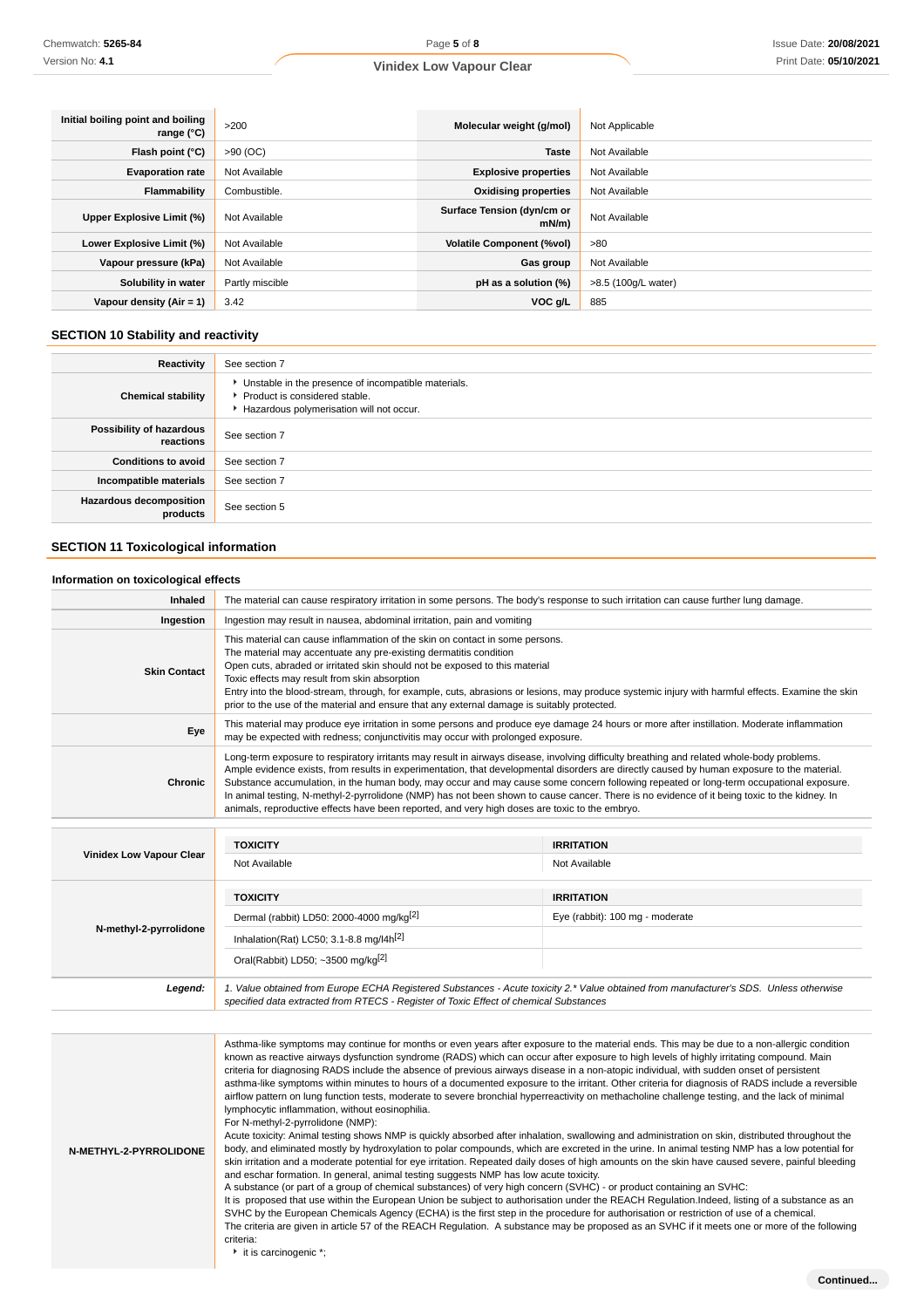| | | | |
|---|---|---|---|
| **Initial boiling point and boiling range (°C)** | >200 | **Molecular weight (g/mol)** | Not Applicable |
| **Flash point (°C)** | >90 (OC) | **Taste** | Not Available |
| **Evaporation rate** | Not Available | **Explosive properties** | Not Available |
| **Flammability** | Combustible. | **Oxidising properties** | Not Available |
| **Upper Explosive Limit (%)** | Not Available | **Surface Tension (dyn/cm or mN/m)** | Not Available |
| **Lower Explosive Limit (%)** | Not Available | **Volatile Component (%vol)** | >80 |
| **Vapour pressure (kPa)** | Not Available | **Gas group** | Not Available |
| **Solubility in water** | Partly miscible | **pH as a solution (%)** | >8.5 (100g/L water) |
| **Vapour density (Air = 1)** | 3.42 | **VOC g/L** | 885 |

## SECTION 10 Stability and reactivity

| | |
|---|---|
| **Reactivity** | See section 7 |
| **Chemical stability** | ‣ Unstable in the presence of incompatible materials.<br>‣ Product is considered stable.<br>‣ Hazardous polymerisation will not occur. |
| **Possibility of hazardous reactions** | See section 7 |
| **Conditions to avoid** | See section 7 |
| **Incompatible materials** | See section 7 |
| **Hazardous decomposition products** | See section 5 |

## SECTION 11 Toxicological information

### Information on toxicological effects

| | |
|---|---|
| **Inhaled** | The material can cause respiratory irritation in some persons. The body's response to such irritation can cause further lung damage. |
| **Ingestion** | Ingestion may result in nausea, abdominal irritation, pain and vomiting |
| **Skin Contact** | This material can cause inflammation of the skin on contact in some persons.<br>The material may accentuate any pre-existing dermatitis condition<br>Open cuts, abraded or irritated skin should not be exposed to this material<br>Toxic effects may result from skin absorption<br>Entry into the blood-stream, through, for example, cuts, abrasions or lesions, may produce systemic injury with harmful effects. Examine the skin prior to the use of the material and ensure that any external damage is suitably protected. |
| **Eye** | This material may produce eye irritation in some persons and produce eye damage 24 hours or more after instillation. Moderate inflammation may be expected with redness; conjunctivitis may occur with prolonged exposure. |
| **Chronic** | Long-term exposure to respiratory irritants may result in airways disease, involving difficulty breathing and related whole-body problems.<br>Ample evidence exists, from results in experimentation, that developmental disorders are directly caused by human exposure to the material.<br>Substance accumulation, in the human body, may occur and may cause some concern following repeated or long-term occupational exposure.<br>In animal testing, N-methyl-2-pyrrolidone (NMP) has not been shown to cause cancer. There is no evidence of it being toxic to the kidney. In animals, reproductive effects have been reported, and very high doses are toxic to the embryo. |

| | TOXICITY | IRRITATION |
|---|---|---|
| **Vinidex Low Vapour Clear** | Not Available | Not Available |
| **N-methyl-2-pyrrolidone** | Dermal (rabbit) LD50: 2000-4000 mg/kg[2] | Eye (rabbit): 100 mg - moderate |
| | Inhalation(Rat) LC50; 3.1-8.8 mg/l4h[2] | |
| | Oral(Rabbit) LD50; ~3500 mg/kg[2] | |
| ***Legend:*** | *1. Value obtained from Europe ECHA Registered Substances - Acute toxicity 2.* Value obtained from manufacturer's SDS. Unless otherwise specified data extracted from RTECS - Register of Toxic Effect of chemical Substances* | |

| | |
|---|---|
| **N-METHYL-2-PYRROLIDONE** | Asthma-like symptoms may continue for months or even years after exposure to the material ends. This may be due to a non-allergic condition known as reactive airways dysfunction syndrome (RADS) which can occur after exposure to high levels of highly irritating compound. Main criteria for diagnosing RADS include the absence of previous airways disease in a non-atopic individual, with sudden onset of persistent asthma-like symptoms within minutes to hours of a documented exposure to the irritant. Other criteria for diagnosis of RADS include a reversible airflow pattern on lung function tests, moderate to severe bronchial hyperreactivity on methacholine challenge testing, and the lack of minimal lymphocytic inflammation, without eosinophilia.<br>For N-methyl-2-pyrrolidone (NMP):<br>Acute toxicity: Animal testing shows NMP is quickly absorbed after inhalation, swallowing and administration on skin, distributed throughout the body, and eliminated mostly by hydroxylation to polar compounds, which are excreted in the urine. In animal testing NMP has a low potential for skin irritation and a moderate potential for eye irritation. Repeated daily doses of high amounts on the skin have caused severe, painful bleeding and eschar formation. In general, animal testing suggests NMP has low acute toxicity.<br>A substance (or part of a group of chemical substances) of very high concern (SVHC) - or product containing an SVHC:<br>It is proposed that use within the European Union be subject to authorisation under the REACH Regulation.Indeed, listing of a substance as an SVHC by the European Chemicals Agency (ECHA) is the first step in the procedure for authorisation or restriction of use of a chemical.<br>The criteria are given in article 57 of the REACH Regulation. A substance may be proposed as an SVHC if it meets one or more of the following criteria:<br>‣ it is carcinogenic *; |

**Continued...**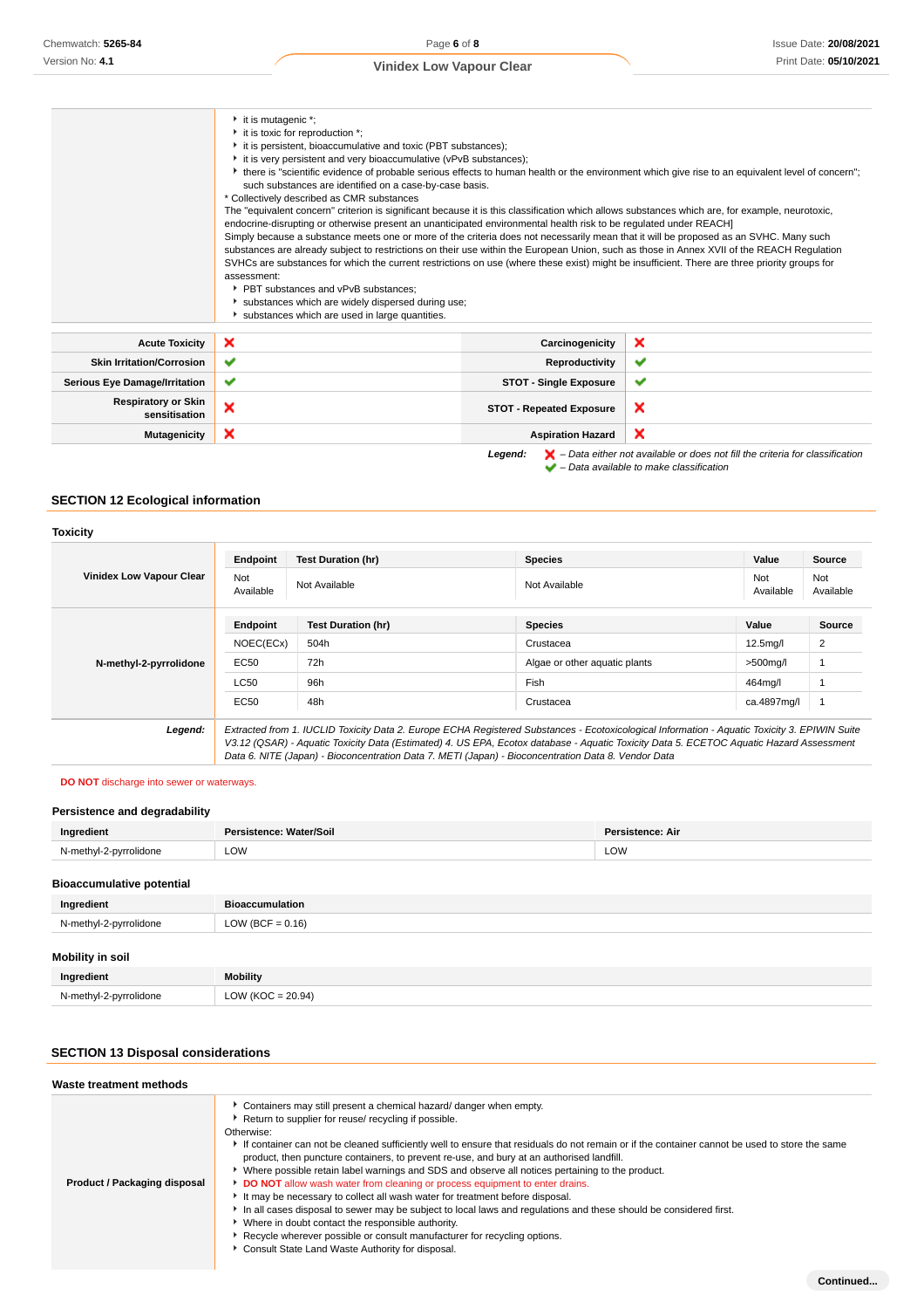| | |
|---|---|
| | - it is mutagenic *;<br>- it is toxic for reproduction *;<br>- it is persistent, bioaccumulative and toxic (PBT substances);<br>- it is very persistent and very bioaccumulative (vPvB substances);<br>- there is "scientific evidence of probable serious effects to human health or the environment which give rise to an equivalent level of concern"; such substances are identified on a case-by-case basis.<br>* Collectively described as CMR substances<br>The "equivalent concern" criterion is significant because it is this classification which allows substances which are, for example, neurotoxic, endocrine-disrupting or otherwise present an unanticipated environmental health risk to be regulated under REACH]<br>Simply because a substance meets one or more of the criteria does not necessarily mean that it will be proposed as an SVHC. Many such substances are already subject to restrictions on their use within the European Union, such as those in Annex XVII of the REACH Regulation SVHCs are substances for which the current restrictions on use (where these exist) might be insufficient. There are three priority groups for assessment:<br>- PBT substances and vPvB substances;<br>- substances which are widely dispersed during use;<br>- substances which are used in large quantities. |

| | | | |
|---|---|---|---|
| **Acute Toxicity** | ✘ | **Carcinogenicity** | ✘ |
| **Skin Irritation/Corrosion** | ✔ | **Reproductivity** | ✔ |
| **Serious Eye Damage/Irritation** | ✔ | **STOT - Single Exposure** | ✔ |
| **Respiratory or Skin sensitisation** | ✘ | **STOT - Repeated Exposure** | ✘ |
| **Mutagenicity** | ✘ | **Aspiration Hazard** | ✘ |

***Legend:*** ✘ *– Data either not available or does not fill the criteria for classification*
✔ *– Data available to make classification*

## SECTION 12 Ecological information

### Toxicity

| Vinidex Low Vapour Clear | Endpoint | Test Duration (hr) | Species | Value | Source |
|---|---|---|---|---|---|
| | Not Available | Not Available | Not Available | Not Available | Not Available |

| N-methyl-2-pyrrolidone | Endpoint | Test Duration (hr) | Species | Value | Source |
|---|---|---|---|---|---|
| | NOEC(ECx) | 504h | Crustacea | 12.5mg/l | 2 |
| | EC50 | 72h | Algae or other aquatic plants | >500mg/l | 1 |
| | LC50 | 96h | Fish | 464mg/l | 1 |
| | EC50 | 48h | Crustacea | ca.4897mg/l | 1 |

***Legend:*** *Extracted from 1. IUCLID Toxicity Data 2. Europe ECHA Registered Substances - Ecotoxicological Information - Aquatic Toxicity 3. EPIWIN Suite V3.12 (QSAR) - Aquatic Toxicity Data (Estimated) 4. US EPA, Ecotox database - Aquatic Toxicity Data 5. ECETOC Aquatic Hazard Assessment Data 6. NITE (Japan) - Bioconcentration Data 7. METI (Japan) - Bioconcentration Data 8. Vendor Data*

**DO NOT** discharge into sewer or waterways.

### Persistence and degradability

| Ingredient | Persistence: Water/Soil | Persistence: Air |
|---|---|---|
| N-methyl-2-pyrrolidone | LOW | LOW |

### Bioaccumulative potential

| Ingredient | Bioaccumulation |
|---|---|
| N-methyl-2-pyrrolidone | LOW (BCF = 0.16) |

### Mobility in soil

| Ingredient | Mobility |
|---|---|
| N-methyl-2-pyrrolidone | LOW (KOC = 20.94) |

## SECTION 13 Disposal considerations

### Waste treatment methods

| | |
|---|---|
| **Product / Packaging disposal** | - Containers may still present a chemical hazard/ danger when empty.<br>- Return to supplier for reuse/ recycling if possible.<br>Otherwise:<br>- If container can not be cleaned sufficiently well to ensure that residuals do not remain or if the container cannot be used to store the same product, then puncture containers, to prevent re-use, and bury at an authorised landfill.<br>- Where possible retain label warnings and SDS and observe all notices pertaining to the product.<br>- **DO NOT** allow wash water from cleaning or process equipment to enter drains.<br>- It may be necessary to collect all wash water for treatment before disposal.<br>- In all cases disposal to sewer may be subject to local laws and regulations and these should be considered first.<br>- Where in doubt contact the responsible authority.<br>- Recycle wherever possible or consult manufacturer for recycling options.<br>- Consult State Land Waste Authority for disposal. |

**Continued...**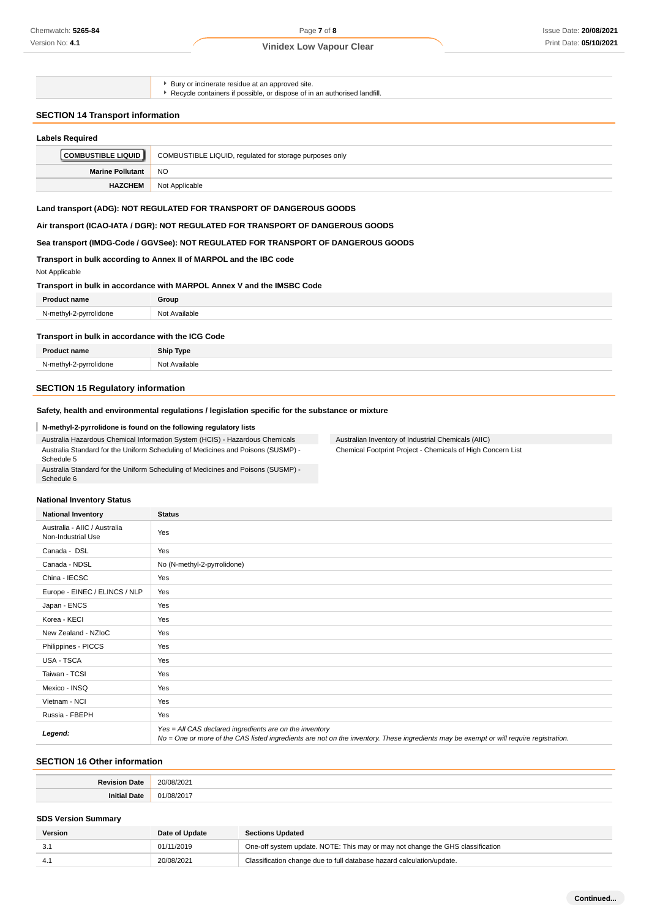| | |
|---|---|
| | - Bury or incinerate residue at an approved site.<br>- Recycle containers if possible, or dispose of in an authorised landfill. |

## SECTION 14 Transport information

### Labels Required

| | |
|---|---|
| COMBUSTIBLE LIQUID | COMBUSTIBLE LIQUID, regulated for storage purposes only |
| **Marine Pollutant** | NO |
| **HAZCHEM** | Not Applicable |

**Land transport (ADG): NOT REGULATED FOR TRANSPORT OF DANGEROUS GOODS**

**Air transport (ICAO-IATA / DGR): NOT REGULATED FOR TRANSPORT OF DANGEROUS GOODS**

**Sea transport (IMDG-Code / GGVSee): NOT REGULATED FOR TRANSPORT OF DANGEROUS GOODS**

**Transport in bulk according to Annex II of MARPOL and the IBC code**

Not Applicable

**Transport in bulk in accordance with MARPOL Annex V and the IMSBC Code**

| Product name | Group |
|---|---|
| N-methyl-2-pyrrolidone | Not Available |

**Transport in bulk in accordance with the ICG Code**

| Product name | Ship Type |
|---|---|
| N-methyl-2-pyrrolidone | Not Available |

## SECTION 15 Regulatory information

### Safety, health and environmental regulations / legislation specific for the substance or mixture

**N-methyl-2-pyrrolidone is found on the following regulatory lists**

| | |
|---|---|
| Australia Hazardous Chemical Information System (HCIS) - Hazardous Chemicals | Australian Inventory of Industrial Chemicals (AIIC) |
| Australia Standard for the Uniform Scheduling of Medicines and Poisons (SUSMP) - Schedule 5 | Chemical Footprint Project - Chemicals of High Concern List |
| Australia Standard for the Uniform Scheduling of Medicines and Poisons (SUSMP) - Schedule 6 | |

### National Inventory Status

| National Inventory | Status |
|---|---|
| Australia - AIIC / Australia Non-Industrial Use | Yes |
| Canada - DSL | Yes |
| Canada - NDSL | No (N-methyl-2-pyrrolidone) |
| China - IECSC | Yes |
| Europe - EINEC / ELINCS / NLP | Yes |
| Japan - ENCS | Yes |
| Korea - KECI | Yes |
| New Zealand - NZIoC | Yes |
| Philippines - PICCS | Yes |
| USA - TSCA | Yes |
| Taiwan - TCSI | Yes |
| Mexico - INSQ | Yes |
| Vietnam - NCI | Yes |
| Russia - FBEPH | Yes |
| ***Legend:*** | *Yes = All CAS declared ingredients are on the inventory*<br>*No = One or more of the CAS listed ingredients are not on the inventory. These ingredients may be exempt or will require registration.* |

## SECTION 16 Other information

| | |
|---|---|
| **Revision Date** | 20/08/2021 |
| **Initial Date** | 01/08/2017 |

### SDS Version Summary

| Version | Date of Update | Sections Updated |
|---|---|---|
| 3.1 | 01/11/2019 | One-off system update. NOTE: This may or may not change the GHS classification |
| 4.1 | 20/08/2021 | Classification change due to full database hazard calculation/update. |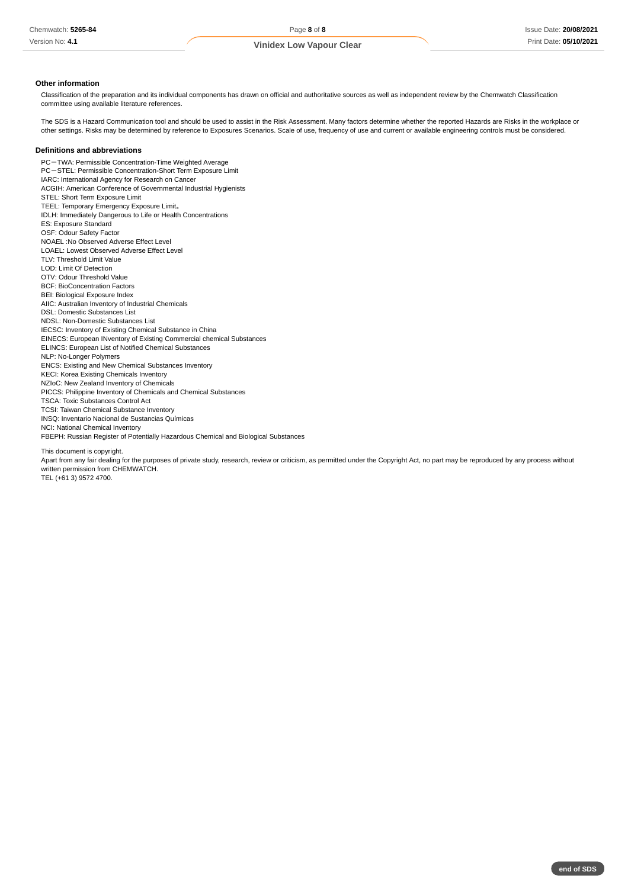### Other information

Classification of the preparation and its individual components has drawn on official and authoritative sources as well as independent review by the Chemwatch Classification committee using available literature references.

The SDS is a Hazard Communication tool and should be used to assist in the Risk Assessment. Many factors determine whether the reported Hazards are Risks in the workplace or other settings. Risks may be determined by reference to Exposures Scenarios. Scale of use, frequency of use and current or available engineering controls must be considered.

### Definitions and abbreviations

PC－TWA: Permissible Concentration-Time Weighted Average
PC－STEL: Permissible Concentration-Short Term Exposure Limit
IARC: International Agency for Research on Cancer
ACGIH: American Conference of Governmental Industrial Hygienists
STEL: Short Term Exposure Limit
TEEL: Temporary Emergency Exposure Limit。
IDLH: Immediately Dangerous to Life or Health Concentrations
ES: Exposure Standard
OSF: Odour Safety Factor
NOAEL :No Observed Adverse Effect Level
LOAEL: Lowest Observed Adverse Effect Level
TLV: Threshold Limit Value
LOD: Limit Of Detection
OTV: Odour Threshold Value
BCF: BioConcentration Factors
BEI: Biological Exposure Index
AIIC: Australian Inventory of Industrial Chemicals
DSL: Domestic Substances List
NDSL: Non-Domestic Substances List
IECSC: Inventory of Existing Chemical Substance in China
EINECS: European INventory of Existing Commercial chemical Substances
ELINCS: European List of Notified Chemical Substances
NLP: No-Longer Polymers
ENCS: Existing and New Chemical Substances Inventory
KECI: Korea Existing Chemicals Inventory
NZIoC: New Zealand Inventory of Chemicals
PICCS: Philippine Inventory of Chemicals and Chemical Substances
TSCA: Toxic Substances Control Act
TCSI: Taiwan Chemical Substance Inventory
INSQ: Inventario Nacional de Sustancias Químicas
NCI: National Chemical Inventory
FBEPH: Russian Register of Potentially Hazardous Chemical and Biological Substances

This document is copyright.
Apart from any fair dealing for the purposes of private study, research, review or criticism, as permitted under the Copyright Act, no part may be reproduced by any process without written permission from CHEMWATCH.
TEL (+61 3) 9572 4700.

end of SDS